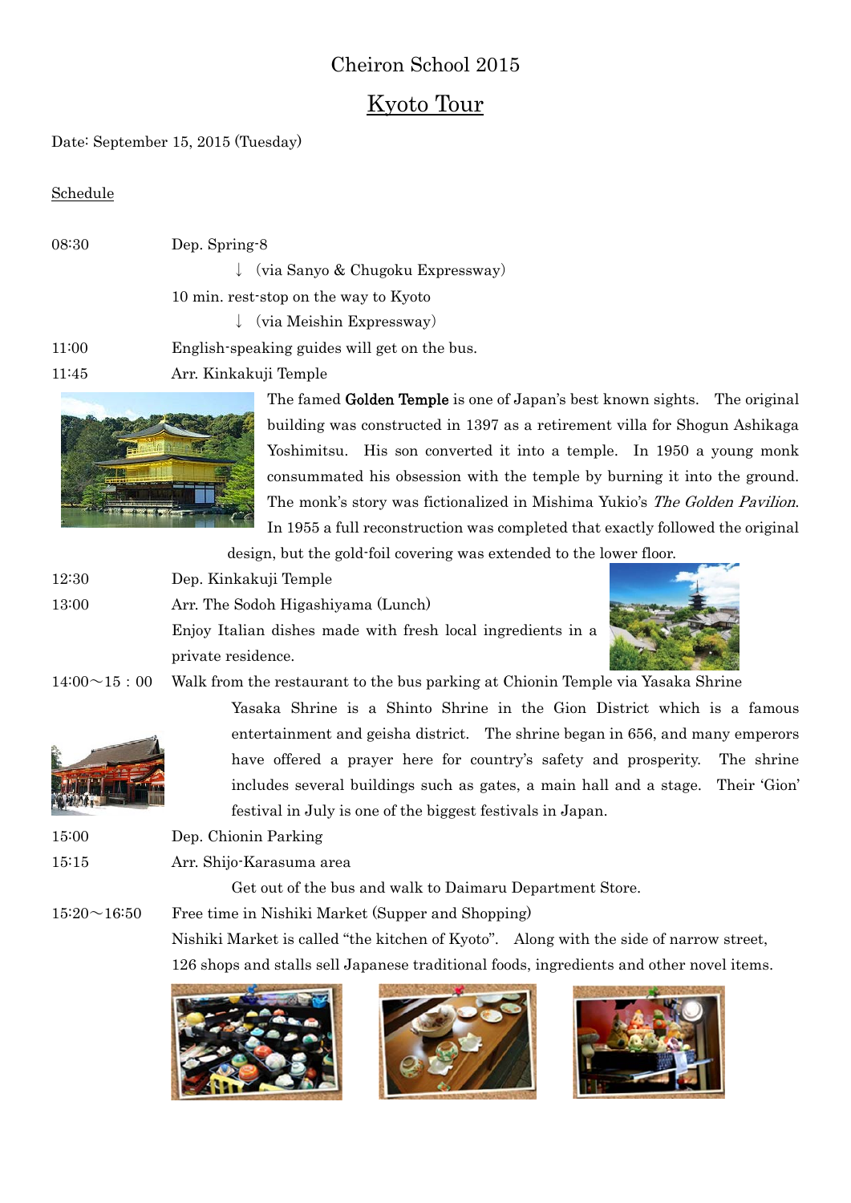Cheiron School 2015

# Kyoto Tour

Date: September 15, 2015 (Tuesday)

Schedule

08:30 Dep. Spring-8

↓ (via Sanyo & Chugoku Expressway)

10 min. rest-stop on the way to Kyoto

↓ (via Meishin Expressway)

11:00 English-speaking guides will get on the bus.

11:45 Arr. Kinkakuji Temple

The famed **Golden Temple** is one of Japan's best known sights. The original building was constructed in 1397 as a retirement villa for Shogun Ashikaga Yoshimitsu. His son converted it into a temple. In 1950 a young monk consummated his obsession with the temple by burning it into the ground. The monk's story was fictionalized in Mishima Yukio's *The Golden Pavilion*. In 1955 a full reconstruction was completed that exactly followed the original design, but the gold-foil covering was extended to the lower floor.

12:30 Dep. Kinkakuji Temple

13:00 Arr. The Sodoh Higashiyama (Lunch)

Enjoy Italian dishes made with fresh local ingredients in a private residence.

14:00～15：00 Walk from the restaurant to the bus parking at Chionin Temple via Yasaka Shrine

Yasaka Shrine is a Shinto Shrine in the Gion District which is a famous entertainment and geisha district. The shrine began in 656, and many emperors have offered a prayer here for country's safety and prosperity. The shrine includes several buildings such as gates, a main hall and a stage. Their 'Gion' festival in July is one of the biggest festivals in Japan.

15:00 Dep. Chionin Parking

15:15 Arr. Shijo-Karasuma area

Get out of the bus and walk to Daimaru Department Store.

15:20～16:50 Free time in Nishiki Market (Supper and Shopping)

Nishiki Market is called "the kitchen of Kyoto". Along with the side of narrow street, 126 shops and stalls sell Japanese traditional foods, ingredients and other novel items.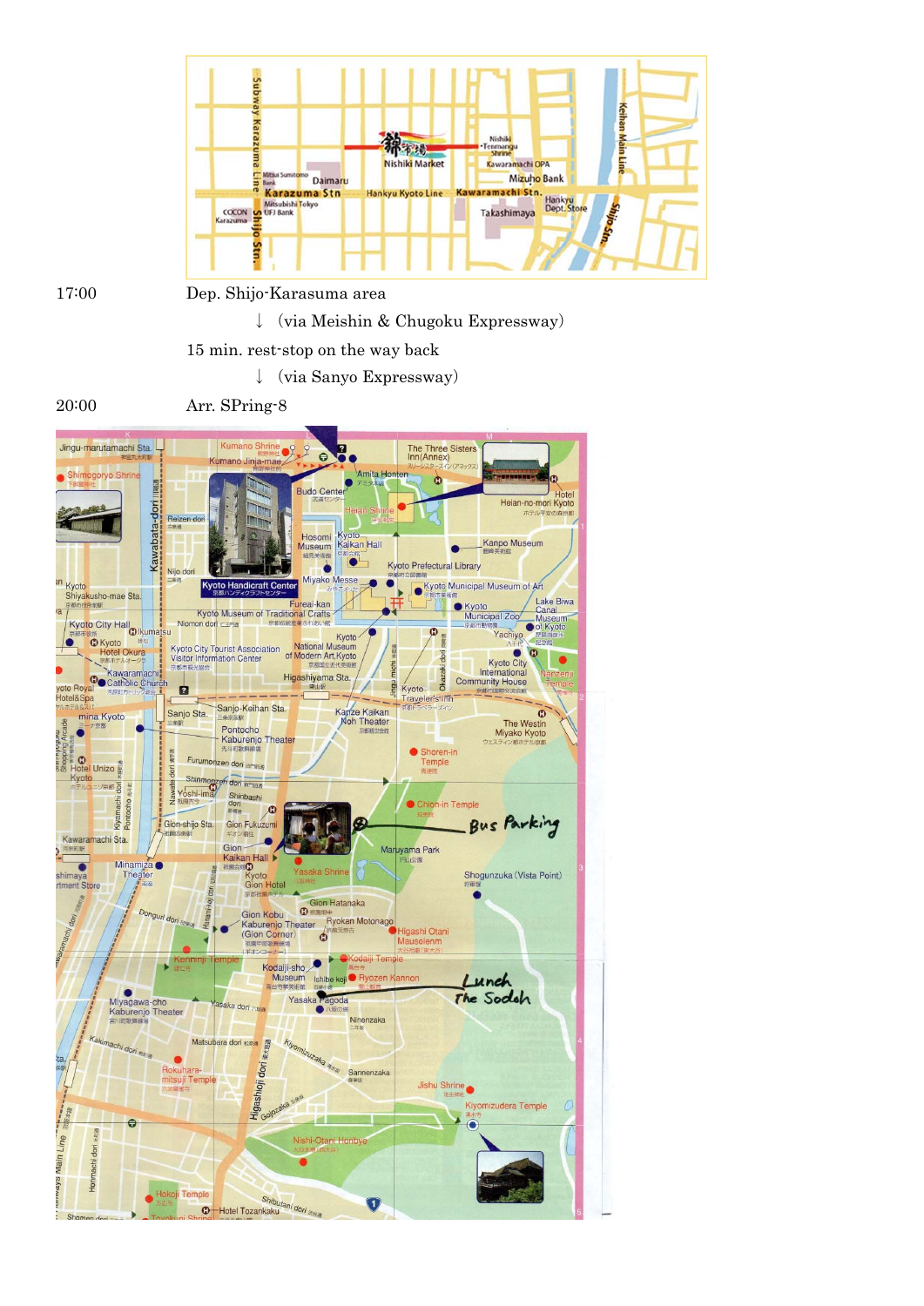17:00 Dep. Shijo-Karasuma area

↓ (via Meishin & Chugoku Expressway)

15 min. rest-stop on the way back

↓ (via Sanyo Expressway)

20:00 Arr. SPring-8